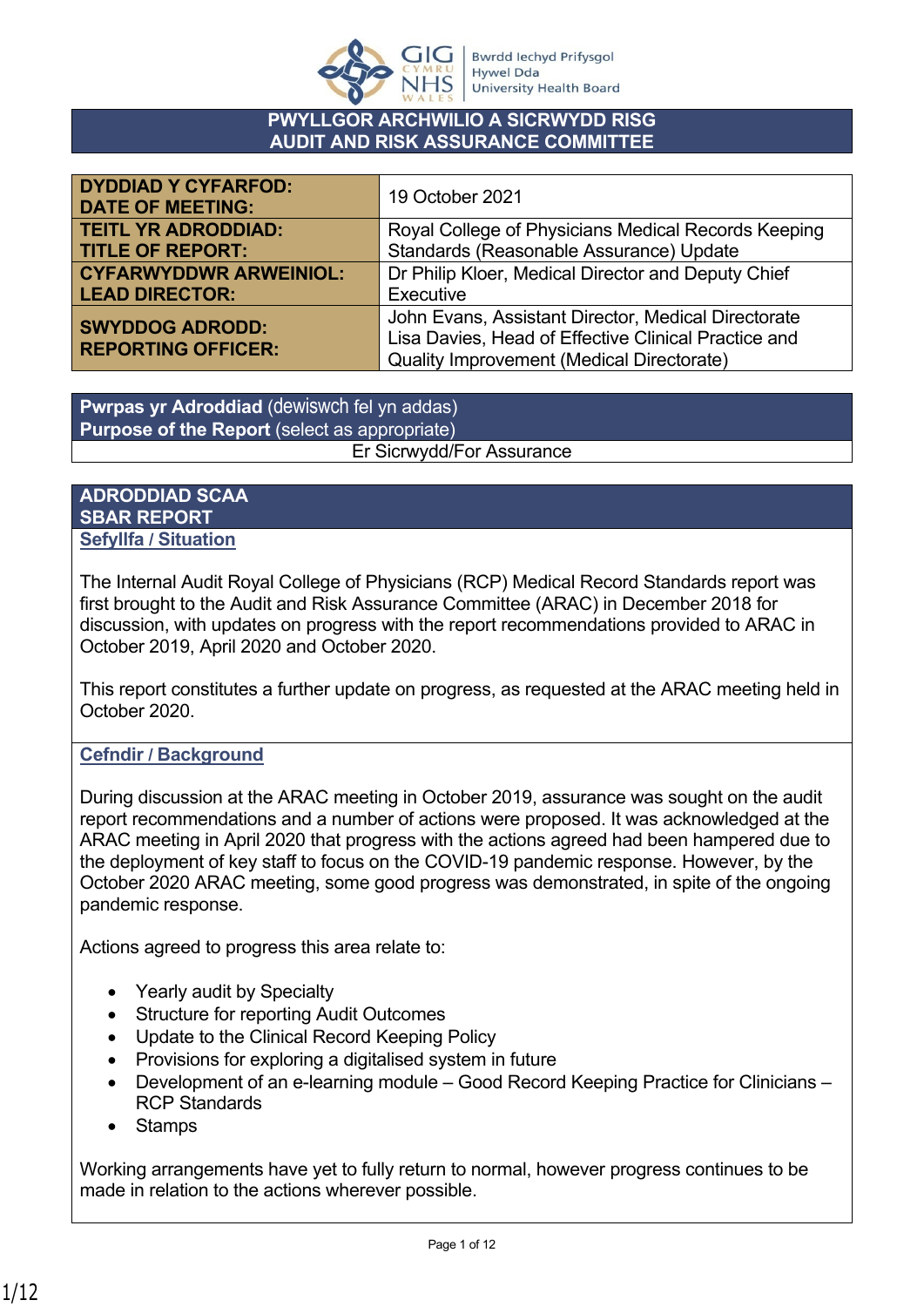Bwrdd Iechyd Prifysgol Hywel Dda University Health Board

# PWYLLGOR ARCHWILIO A SICRWYDD RISG
# AUDIT AND RISK ASSURANCE COMMITTEE

| | |
|---|---|
| **DYDDIAD Y CYFARFOD: DATE OF MEETING:** | 19 October 2021 |
| **TEITL YR ADRODDIAD: TITLE OF REPORT:** | Royal College of Physicians Medical Records Keeping Standards (Reasonable Assurance) Update |
| **CYFARWYDDWR ARWEINIOL: LEAD DIRECTOR:** | Dr Philip Kloer, Medical Director and Deputy Chief Executive |
| **SWYDDOG ADRODD: REPORTING OFFICER:** | John Evans, Assistant Director, Medical Directorate<br>Lisa Davies, Head of Effective Clinical Practice and Quality Improvement (Medical Directorate) |

| **Pwrpas yr Adroddiad** (dewiswch fel yn addas)<br>**Purpose of the Report** (select as appropriate) |
|---|
| Er Sicrwydd/For Assurance |

## ADRODDIAD SCAA
## SBAR REPORT

### Sefyllfa / Situation

The Internal Audit Royal College of Physicians (RCP) Medical Record Standards report was first brought to the Audit and Risk Assurance Committee (ARAC) in December 2018 for discussion, with updates on progress with the report recommendations provided to ARAC in October 2019, April 2020 and October 2020.

This report constitutes a further update on progress, as requested at the ARAC meeting held in October 2020.

### Cefndir / Background

During discussion at the ARAC meeting in October 2019, assurance was sought on the audit report recommendations and a number of actions were proposed. It was acknowledged at the ARAC meeting in April 2020 that progress with the actions agreed had been hampered due to the deployment of key staff to focus on the COVID-19 pandemic response. However, by the October 2020 ARAC meeting, some good progress was demonstrated, in spite of the ongoing pandemic response.

Actions agreed to progress this area relate to:

- Yearly audit by Specialty
- Structure for reporting Audit Outcomes
- Update to the Clinical Record Keeping Policy
- Provisions for exploring a digitalised system in future
- Development of an e-learning module – Good Record Keeping Practice for Clinicians – RCP Standards
- Stamps

Working arrangements have yet to fully return to normal, however progress continues to be made in relation to the actions wherever possible.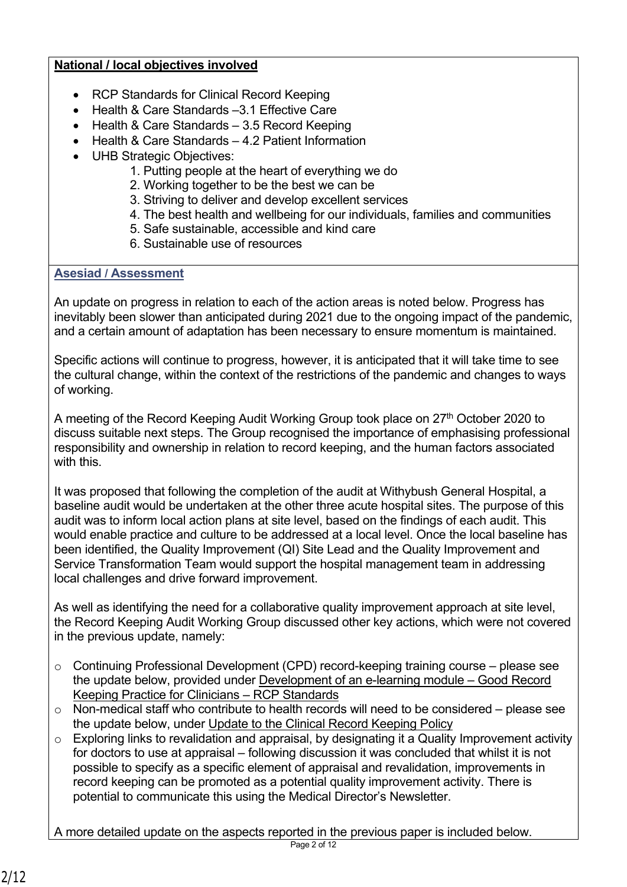**National / local objectives involved**

- RCP Standards for Clinical Record Keeping
- Health & Care Standards –3.1 Effective Care
- Health & Care Standards – 3.5 Record Keeping
- Health & Care Standards – 4.2 Patient Information
- UHB Strategic Objectives:
  1. Putting people at the heart of everything we do
  2. Working together to be the best we can be
  3. Striving to deliver and develop excellent services
  4. The best health and wellbeing for our individuals, families and communities
  5. Safe sustainable, accessible and kind care
  6. Sustainable use of resources

**Asesiad / Assessment**

An update on progress in relation to each of the action areas is noted below. Progress has inevitably been slower than anticipated during 2021 due to the ongoing impact of the pandemic, and a certain amount of adaptation has been necessary to ensure momentum is maintained.

Specific actions will continue to progress, however, it is anticipated that it will take time to see the cultural change, within the context of the restrictions of the pandemic and changes to ways of working.

A meeting of the Record Keeping Audit Working Group took place on 27th October 2020 to discuss suitable next steps. The Group recognised the importance of emphasising professional responsibility and ownership in relation to record keeping, and the human factors associated with this.

It was proposed that following the completion of the audit at Withybush General Hospital, a baseline audit would be undertaken at the other three acute hospital sites. The purpose of this audit was to inform local action plans at site level, based on the findings of each audit. This would enable practice and culture to be addressed at a local level. Once the local baseline has been identified, the Quality Improvement (QI) Site Lead and the Quality Improvement and Service Transformation Team would support the hospital management team in addressing local challenges and drive forward improvement.

As well as identifying the need for a collaborative quality improvement approach at site level, the Record Keeping Audit Working Group discussed other key actions, which were not covered in the previous update, namely:

- Continuing Professional Development (CPD) record-keeping training course – please see the update below, provided under Development of an e-learning module – Good Record Keeping Practice for Clinicians – RCP Standards
- Non-medical staff who contribute to health records will need to be considered – please see the update below, under Update to the Clinical Record Keeping Policy
- Exploring links to revalidation and appraisal, by designating it a Quality Improvement activity for doctors to use at appraisal – following discussion it was concluded that whilst it is not possible to specify as a specific element of appraisal and revalidation, improvements in record keeping can be promoted as a potential quality improvement activity. There is potential to communicate this using the Medical Director's Newsletter.

A more detailed update on the aspects reported in the previous paper is included below.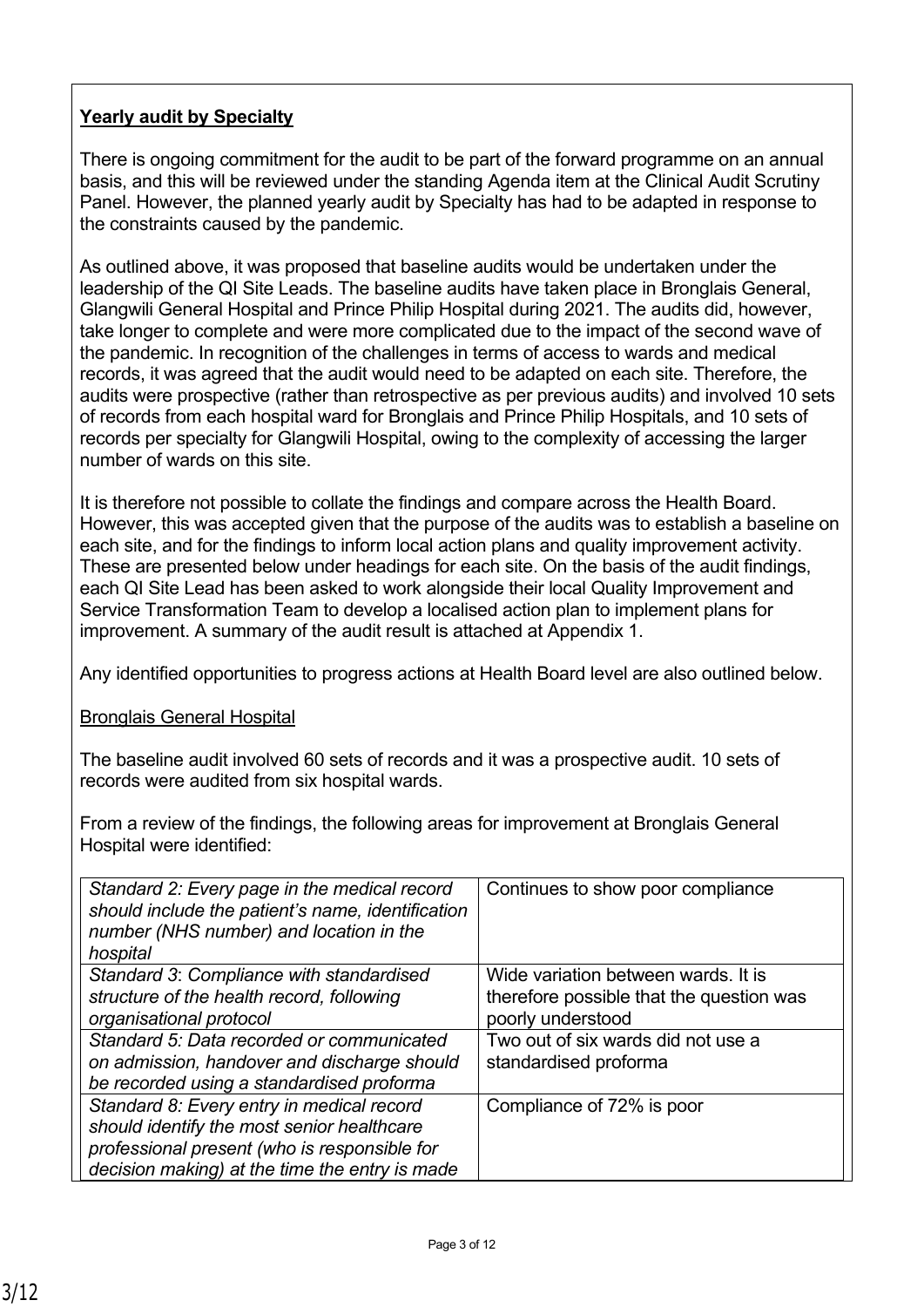**Yearly audit by Specialty**

There is ongoing commitment for the audit to be part of the forward programme on an annual basis, and this will be reviewed under the standing Agenda item at the Clinical Audit Scrutiny Panel. However, the planned yearly audit by Specialty has had to be adapted in response to the constraints caused by the pandemic.

As outlined above, it was proposed that baseline audits would be undertaken under the leadership of the QI Site Leads. The baseline audits have taken place in Bronglais General, Glangwili General Hospital and Prince Philip Hospital during 2021. The audits did, however, take longer to complete and were more complicated due to the impact of the second wave of the pandemic. In recognition of the challenges in terms of access to wards and medical records, it was agreed that the audit would need to be adapted on each site. Therefore, the audits were prospective (rather than retrospective as per previous audits) and involved 10 sets of records from each hospital ward for Bronglais and Prince Philip Hospitals, and 10 sets of records per specialty for Glangwili Hospital, owing to the complexity of accessing the larger number of wards on this site.

It is therefore not possible to collate the findings and compare across the Health Board. However, this was accepted given that the purpose of the audits was to establish a baseline on each site, and for the findings to inform local action plans and quality improvement activity. These are presented below under headings for each site. On the basis of the audit findings, each QI Site Lead has been asked to work alongside their local Quality Improvement and Service Transformation Team to develop a localised action plan to implement plans for improvement. A summary of the audit result is attached at Appendix 1.

Any identified opportunities to progress actions at Health Board level are also outlined below.

Bronglais General Hospital

The baseline audit involved 60 sets of records and it was a prospective audit. 10 sets of records were audited from six hospital wards.

From a review of the findings, the following areas for improvement at Bronglais General Hospital were identified:

| Standard | Finding |
|---|---|
| *Standard 2: Every page in the medical record should include the patient's name, identification number (NHS number) and location in the hospital* | Continues to show poor compliance |
| *Standard 3: Compliance with standardised structure of the health record, following organisational protocol* | Wide variation between wards. It is therefore possible that the question was poorly understood |
| *Standard 5: Data recorded or communicated on admission, handover and discharge should be recorded using a standardised proforma* | Two out of six wards did not use a standardised proforma |
| *Standard 8: Every entry in medical record should identify the most senior healthcare professional present (who is responsible for decision making) at the time the entry is made* | Compliance of 72% is poor |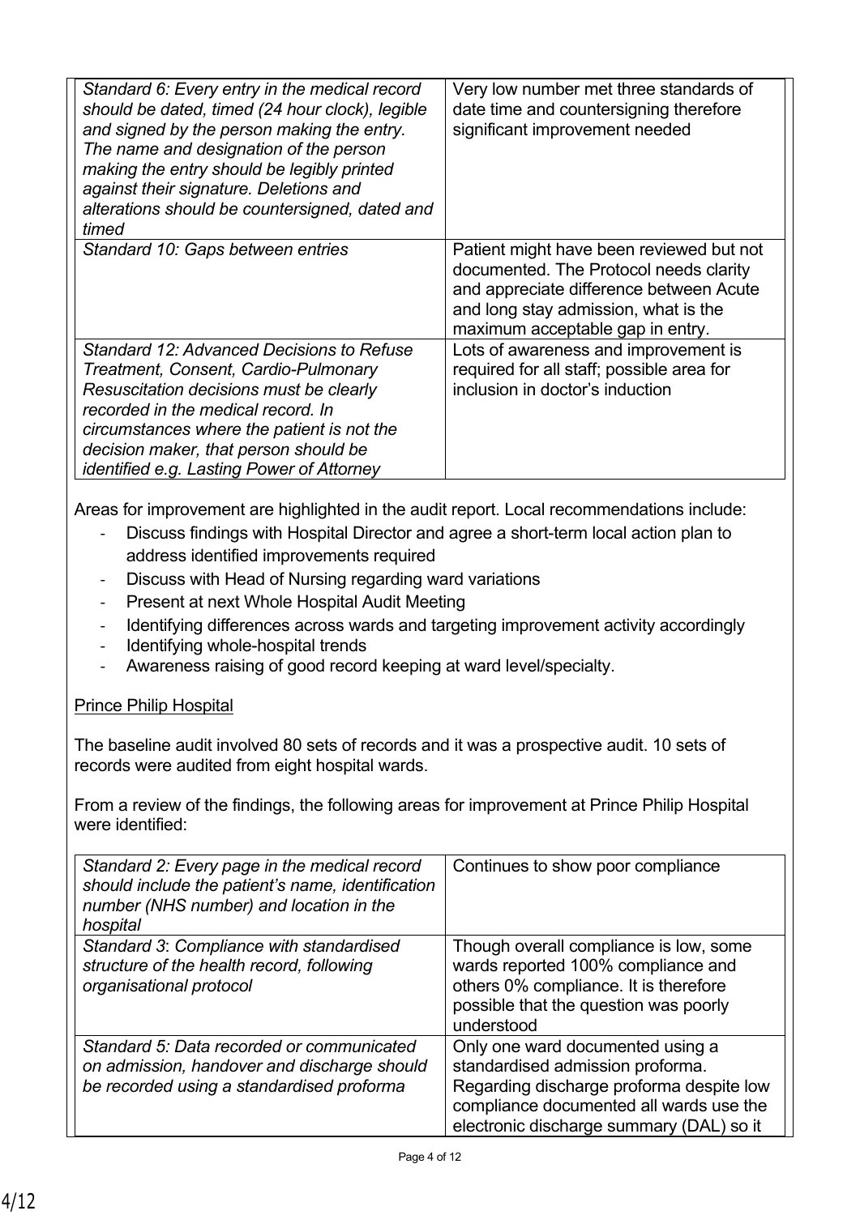| | |
|---|---|
| *Standard 6: Every entry in the medical record should be dated, timed (24 hour clock), legible and signed by the person making the entry. The name and designation of the person making the entry should be legibly printed against their signature. Deletions and alterations should be countersigned, dated and timed* | Very low number met three standards of date time and countersigning therefore significant improvement needed |
| *Standard 10: Gaps between entries* | Patient might have been reviewed but not documented. The Protocol needs clarity and appreciate difference between Acute and long stay admission, what is the maximum acceptable gap in entry. |
| *Standard 12: Advanced Decisions to Refuse Treatment, Consent, Cardio-Pulmonary Resuscitation decisions must be clearly recorded in the medical record. In circumstances where the patient is not the decision maker, that person should be identified e.g. Lasting Power of Attorney* | Lots of awareness and improvement is required for all staff; possible area for inclusion in doctor's induction |

Areas for improvement are highlighted in the audit report. Local recommendations include:

- Discuss findings with Hospital Director and agree a short-term local action plan to address identified improvements required
- Discuss with Head of Nursing regarding ward variations
- Present at next Whole Hospital Audit Meeting
- Identifying differences across wards and targeting improvement activity accordingly
- Identifying whole-hospital trends
- Awareness raising of good record keeping at ward level/specialty.

<u>Prince Philip Hospital</u>

The baseline audit involved 80 sets of records and it was a prospective audit. 10 sets of records were audited from eight hospital wards.

From a review of the findings, the following areas for improvement at Prince Philip Hospital were identified:

| | |
|---|---|
| *Standard 2: Every page in the medical record should include the patient's name, identification number (NHS number) and location in the hospital* | Continues to show poor compliance |
| *Standard 3: Compliance with standardised structure of the health record, following organisational protocol* | Though overall compliance is low, some wards reported 100% compliance and others 0% compliance. It is therefore possible that the question was poorly understood |
| *Standard 5: Data recorded or communicated on admission, handover and discharge should be recorded using a standardised proforma* | Only one ward documented using a standardised admission proforma. Regarding discharge proforma despite low compliance documented all wards use the electronic discharge summary (DAL) so it |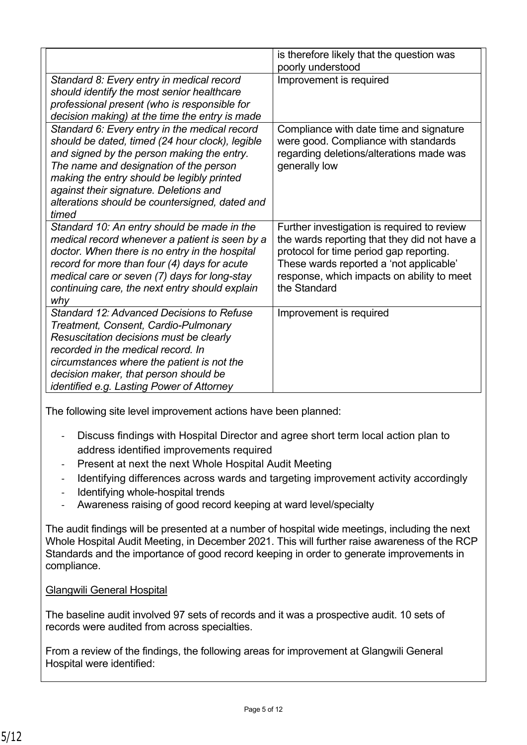| | |
|---|---|
| | is therefore likely that the question was poorly understood |
| *Standard 8: Every entry in medical record should identify the most senior healthcare professional present (who is responsible for decision making) at the time the entry is made* | Improvement is required |
| *Standard 6: Every entry in the medical record should be dated, timed (24 hour clock), legible and signed by the person making the entry. The name and designation of the person making the entry should be legibly printed against their signature. Deletions and alterations should be countersigned, dated and timed* | Compliance with date time and signature were good. Compliance with standards regarding deletions/alterations made was generally low |
| *Standard 10: An entry should be made in the medical record whenever a patient is seen by a doctor. When there is no entry in the hospital record for more than four (4) days for acute medical care or seven (7) days for long-stay continuing care, the next entry should explain why* | Further investigation is required to review the wards reporting that they did not have a protocol for time period gap reporting. These wards reported a 'not applicable' response, which impacts on ability to meet the Standard |
| *Standard 12: Advanced Decisions to Refuse Treatment, Consent, Cardio-Pulmonary Resuscitation decisions must be clearly recorded in the medical record. In circumstances where the patient is not the decision maker, that person should be identified e.g. Lasting Power of Attorney* | Improvement is required |

The following site level improvement actions have been planned:

- Discuss findings with Hospital Director and agree short term local action plan to address identified improvements required
- Present at next the next Whole Hospital Audit Meeting
- Identifying differences across wards and targeting improvement activity accordingly
- Identifying whole-hospital trends
- Awareness raising of good record keeping at ward level/specialty

The audit findings will be presented at a number of hospital wide meetings, including the next Whole Hospital Audit Meeting, in December 2021. This will further raise awareness of the RCP Standards and the importance of good record keeping in order to generate improvements in compliance.

<u>Glangwili General Hospital</u>

The baseline audit involved 97 sets of records and it was a prospective audit. 10 sets of records were audited from across specialties.

From a review of the findings, the following areas for improvement at Glangwili General Hospital were identified: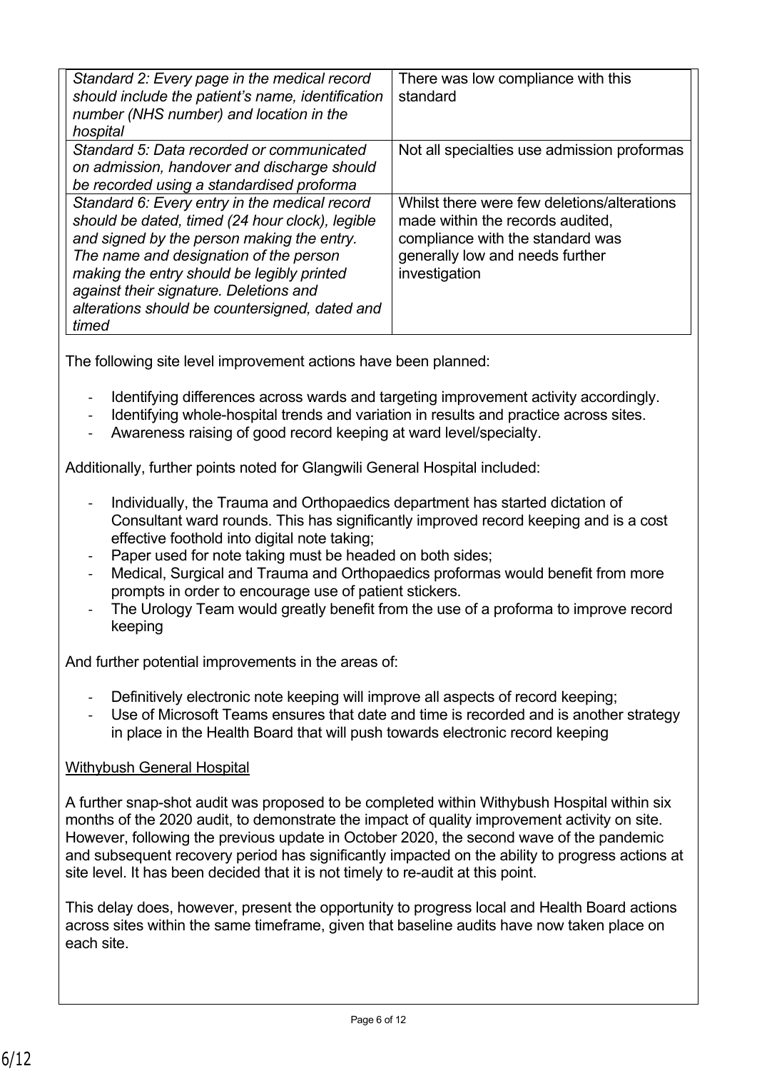| *Standard 2: Every page in the medical record should include the patient's name, identification number (NHS number) and location in the hospital* | There was low compliance with this standard |
|---|---|
| *Standard 5: Data recorded or communicated on admission, handover and discharge should be recorded using a standardised proforma* | Not all specialties use admission proformas |
| *Standard 6: Every entry in the medical record should be dated, timed (24 hour clock), legible and signed by the person making the entry. The name and designation of the person making the entry should be legibly printed against their signature. Deletions and alterations should be countersigned, dated and timed* | Whilst there were few deletions/alterations made within the records audited, compliance with the standard was generally low and needs further investigation |

The following site level improvement actions have been planned:

- Identifying differences across wards and targeting improvement activity accordingly.
- Identifying whole-hospital trends and variation in results and practice across sites.
- Awareness raising of good record keeping at ward level/specialty.

Additionally, further points noted for Glangwili General Hospital included:

- Individually, the Trauma and Orthopaedics department has started dictation of Consultant ward rounds. This has significantly improved record keeping and is a cost effective foothold into digital note taking;
- Paper used for note taking must be headed on both sides;
- Medical, Surgical and Trauma and Orthopaedics proformas would benefit from more prompts in order to encourage use of patient stickers.
- The Urology Team would greatly benefit from the use of a proforma to improve record keeping

And further potential improvements in the areas of:

- Definitively electronic note keeping will improve all aspects of record keeping;
- Use of Microsoft Teams ensures that date and time is recorded and is another strategy in place in the Health Board that will push towards electronic record keeping

<u>Withybush General Hospital</u>

A further snap-shot audit was proposed to be completed within Withybush Hospital within six months of the 2020 audit, to demonstrate the impact of quality improvement activity on site. However, following the previous update in October 2020, the second wave of the pandemic and subsequent recovery period has significantly impacted on the ability to progress actions at site level. It has been decided that it is not timely to re-audit at this point.

This delay does, however, present the opportunity to progress local and Health Board actions across sites within the same timeframe, given that baseline audits have now taken place on each site.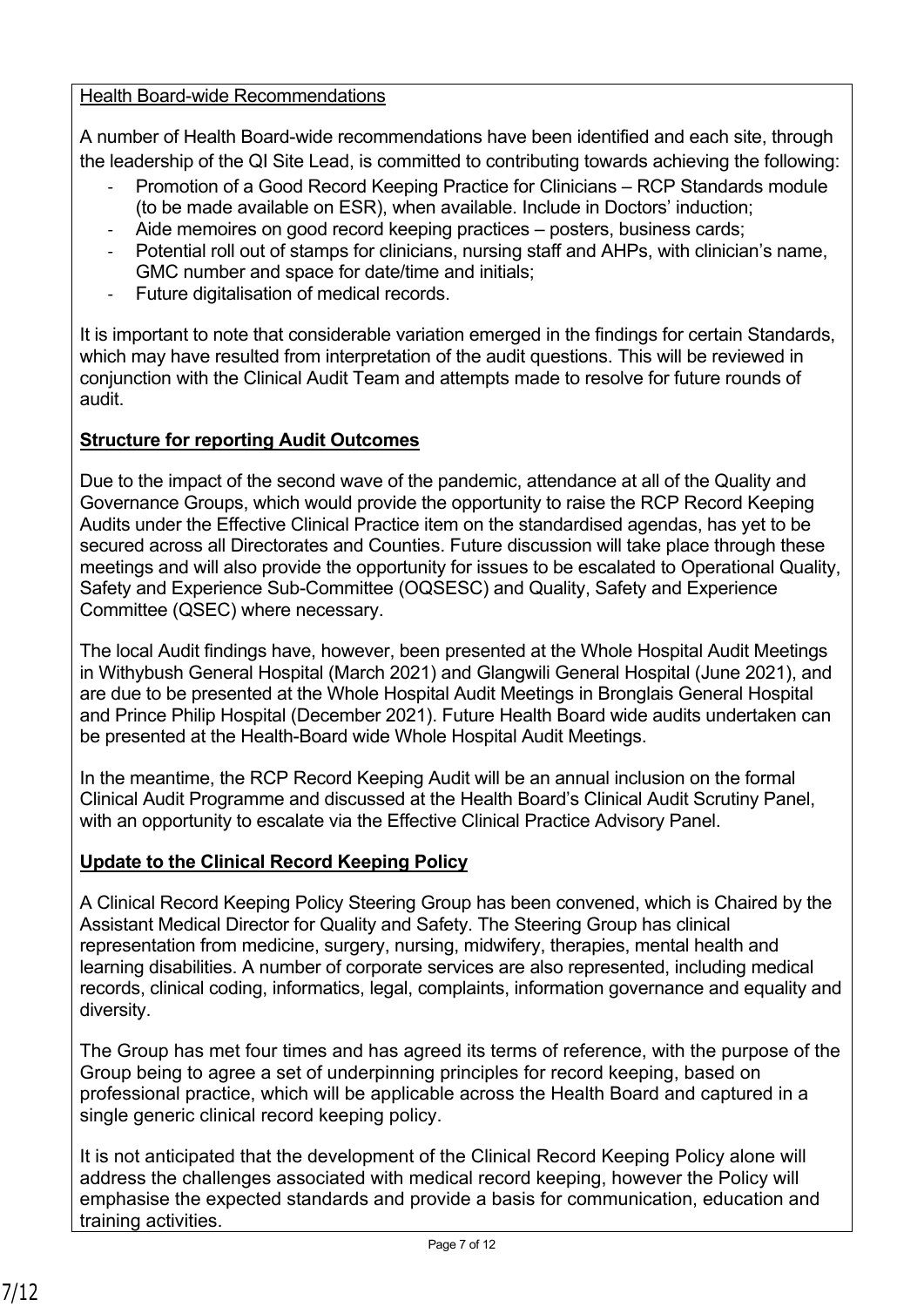Health Board-wide Recommendations

A number of Health Board-wide recommendations have been identified and each site, through the leadership of the QI Site Lead, is committed to contributing towards achieving the following:

- Promotion of a Good Record Keeping Practice for Clinicians – RCP Standards module (to be made available on ESR), when available. Include in Doctors' induction;
- Aide memoires on good record keeping practices – posters, business cards;
- Potential roll out of stamps for clinicians, nursing staff and AHPs, with clinician's name, GMC number and space for date/time and initials;
- Future digitalisation of medical records.

It is important to note that considerable variation emerged in the findings for certain Standards, which may have resulted from interpretation of the audit questions. This will be reviewed in conjunction with the Clinical Audit Team and attempts made to resolve for future rounds of audit.

**Structure for reporting Audit Outcomes**

Due to the impact of the second wave of the pandemic, attendance at all of the Quality and Governance Groups, which would provide the opportunity to raise the RCP Record Keeping Audits under the Effective Clinical Practice item on the standardised agendas, has yet to be secured across all Directorates and Counties. Future discussion will take place through these meetings and will also provide the opportunity for issues to be escalated to Operational Quality, Safety and Experience Sub-Committee (OQSESC) and Quality, Safety and Experience Committee (QSEC) where necessary.

The local Audit findings have, however, been presented at the Whole Hospital Audit Meetings in Withybush General Hospital (March 2021) and Glangwili General Hospital (June 2021), and are due to be presented at the Whole Hospital Audit Meetings in Bronglais General Hospital and Prince Philip Hospital (December 2021). Future Health Board wide audits undertaken can be presented at the Health-Board wide Whole Hospital Audit Meetings.

In the meantime, the RCP Record Keeping Audit will be an annual inclusion on the formal Clinical Audit Programme and discussed at the Health Board's Clinical Audit Scrutiny Panel, with an opportunity to escalate via the Effective Clinical Practice Advisory Panel.

**Update to the Clinical Record Keeping Policy**

A Clinical Record Keeping Policy Steering Group has been convened, which is Chaired by the Assistant Medical Director for Quality and Safety. The Steering Group has clinical representation from medicine, surgery, nursing, midwifery, therapies, mental health and learning disabilities. A number of corporate services are also represented, including medical records, clinical coding, informatics, legal, complaints, information governance and equality and diversity.

The Group has met four times and has agreed its terms of reference, with the purpose of the Group being to agree a set of underpinning principles for record keeping, based on professional practice, which will be applicable across the Health Board and captured in a single generic clinical record keeping policy.

It is not anticipated that the development of the Clinical Record Keeping Policy alone will address the challenges associated with medical record keeping, however the Policy will emphasise the expected standards and provide a basis for communication, education and training activities.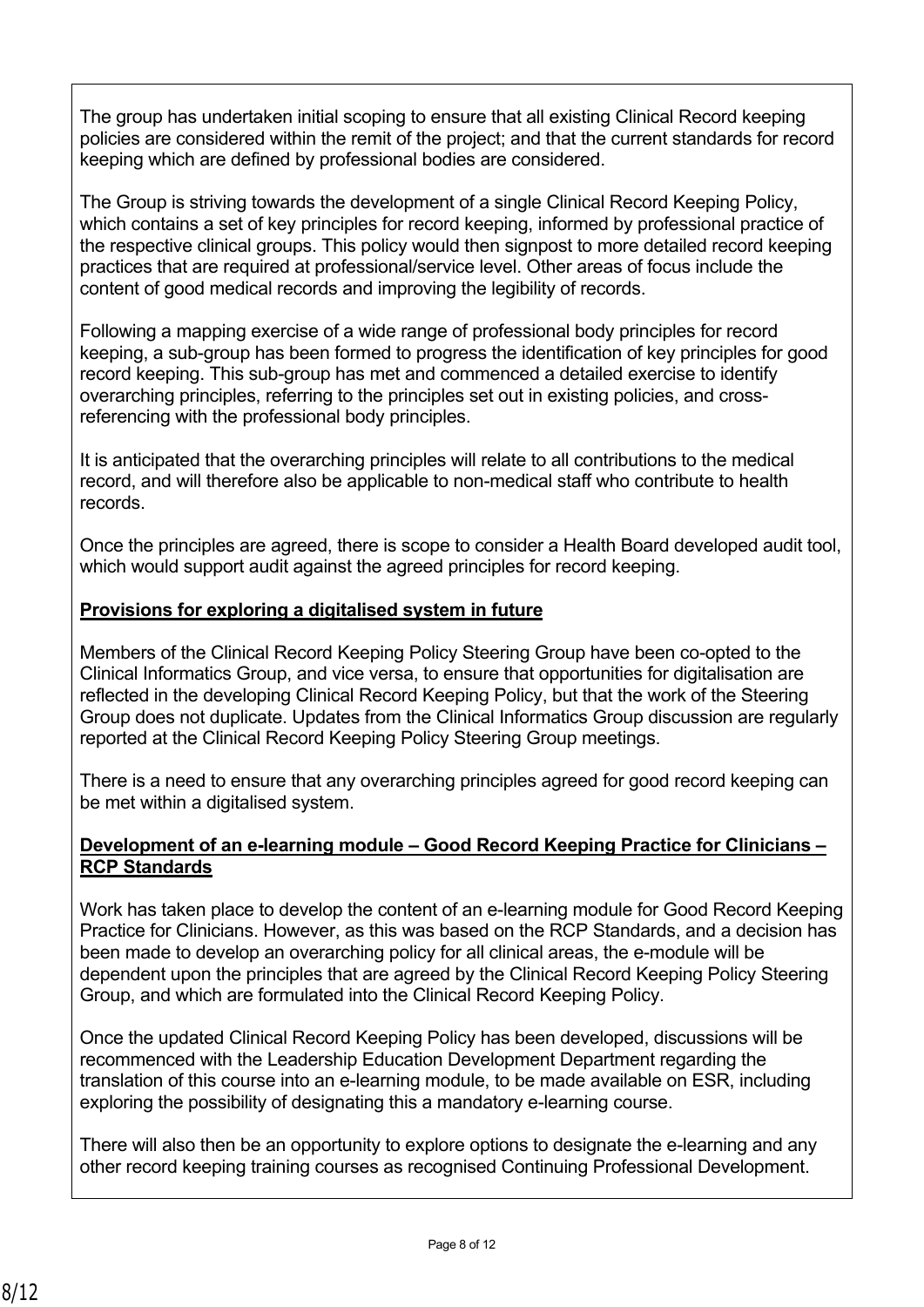The group has undertaken initial scoping to ensure that all existing Clinical Record keeping policies are considered within the remit of the project; and that the current standards for record keeping which are defined by professional bodies are considered.

The Group is striving towards the development of a single Clinical Record Keeping Policy, which contains a set of key principles for record keeping, informed by professional practice of the respective clinical groups. This policy would then signpost to more detailed record keeping practices that are required at professional/service level. Other areas of focus include the content of good medical records and improving the legibility of records.

Following a mapping exercise of a wide range of professional body principles for record keeping, a sub-group has been formed to progress the identification of key principles for good record keeping. This sub-group has met and commenced a detailed exercise to identify overarching principles, referring to the principles set out in existing policies, and cross-referencing with the professional body principles.

It is anticipated that the overarching principles will relate to all contributions to the medical record, and will therefore also be applicable to non-medical staff who contribute to health records.

Once the principles are agreed, there is scope to consider a Health Board developed audit tool, which would support audit against the agreed principles for record keeping.

**Provisions for exploring a digitalised system in future**

Members of the Clinical Record Keeping Policy Steering Group have been co-opted to the Clinical Informatics Group, and vice versa, to ensure that opportunities for digitalisation are reflected in the developing Clinical Record Keeping Policy, but that the work of the Steering Group does not duplicate. Updates from the Clinical Informatics Group discussion are regularly reported at the Clinical Record Keeping Policy Steering Group meetings.

There is a need to ensure that any overarching principles agreed for good record keeping can be met within a digitalised system.

**Development of an e-learning module – Good Record Keeping Practice for Clinicians – RCP Standards**

Work has taken place to develop the content of an e-learning module for Good Record Keeping Practice for Clinicians. However, as this was based on the RCP Standards, and a decision has been made to develop an overarching policy for all clinical areas, the e-module will be dependent upon the principles that are agreed by the Clinical Record Keeping Policy Steering Group, and which are formulated into the Clinical Record Keeping Policy.

Once the updated Clinical Record Keeping Policy has been developed, discussions will be recommenced with the Leadership Education Development Department regarding the translation of this course into an e-learning module, to be made available on ESR, including exploring the possibility of designating this a mandatory e-learning course.

There will also then be an opportunity to explore options to designate the e-learning and any other record keeping training courses as recognised Continuing Professional Development.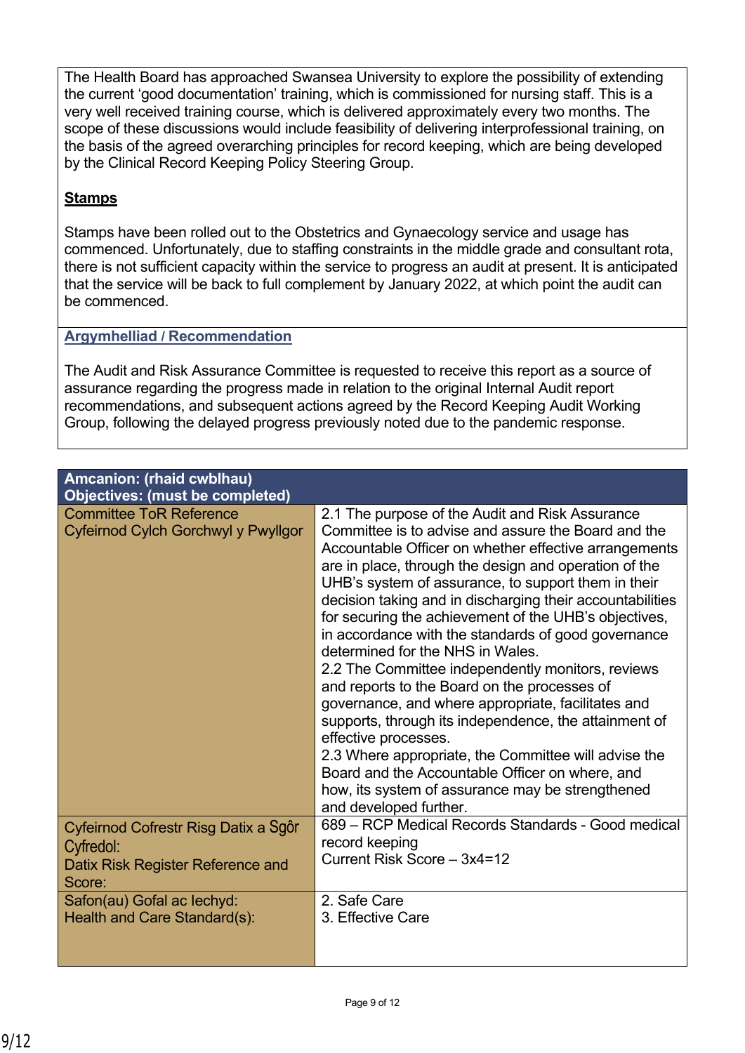The Health Board has approached Swansea University to explore the possibility of extending the current 'good documentation' training, which is commissioned for nursing staff. This is a very well received training course, which is delivered approximately every two months. The scope of these discussions would include feasibility of delivering interprofessional training, on the basis of the agreed overarching principles for record keeping, which are being developed by the Clinical Record Keeping Policy Steering Group.

**Stamps**

Stamps have been rolled out to the Obstetrics and Gynaecology service and usage has commenced. Unfortunately, due to staffing constraints in the middle grade and consultant rota, there is not sufficient capacity within the service to progress an audit at present. It is anticipated that the service will be back to full complement by January 2022, at which point the audit can be commenced.

## Argymhelliad / Recommendation

The Audit and Risk Assurance Committee is requested to receive this report as a source of assurance regarding the progress made in relation to the original Internal Audit report recommendations, and subsequent actions agreed by the Record Keeping Audit Working Group, following the delayed progress previously noted due to the pandemic response.

| **Amcanion: (rhaid cwblhau)<br>Objectives: (must be completed)** | |
|---|---|
| Committee ToR Reference<br>Cyfeirnod Cylch Gorchwyl y Pwyllgor | 2.1 The purpose of the Audit and Risk Assurance Committee is to advise and assure the Board and the Accountable Officer on whether effective arrangements are in place, through the design and operation of the UHB's system of assurance, to support them in their decision taking and in discharging their accountabilities for securing the achievement of the UHB's objectives, in accordance with the standards of good governance determined for the NHS in Wales.<br>2.2 The Committee independently monitors, reviews and reports to the Board on the processes of governance, and where appropriate, facilitates and supports, through its independence, the attainment of effective processes.<br>2.3 Where appropriate, the Committee will advise the Board and the Accountable Officer on where, and how, its system of assurance may be strengthened and developed further. |
| Cyfeirnod Cofrestr Risg Datix a Sgôr Cyfredol:<br>Datix Risk Register Reference and Score: | 689 – RCP Medical Records Standards - Good medical record keeping<br>Current Risk Score – 3x4=12 |
| Safon(au) Gofal ac Iechyd:<br>Health and Care Standard(s): | 2. Safe Care<br>3. Effective Care |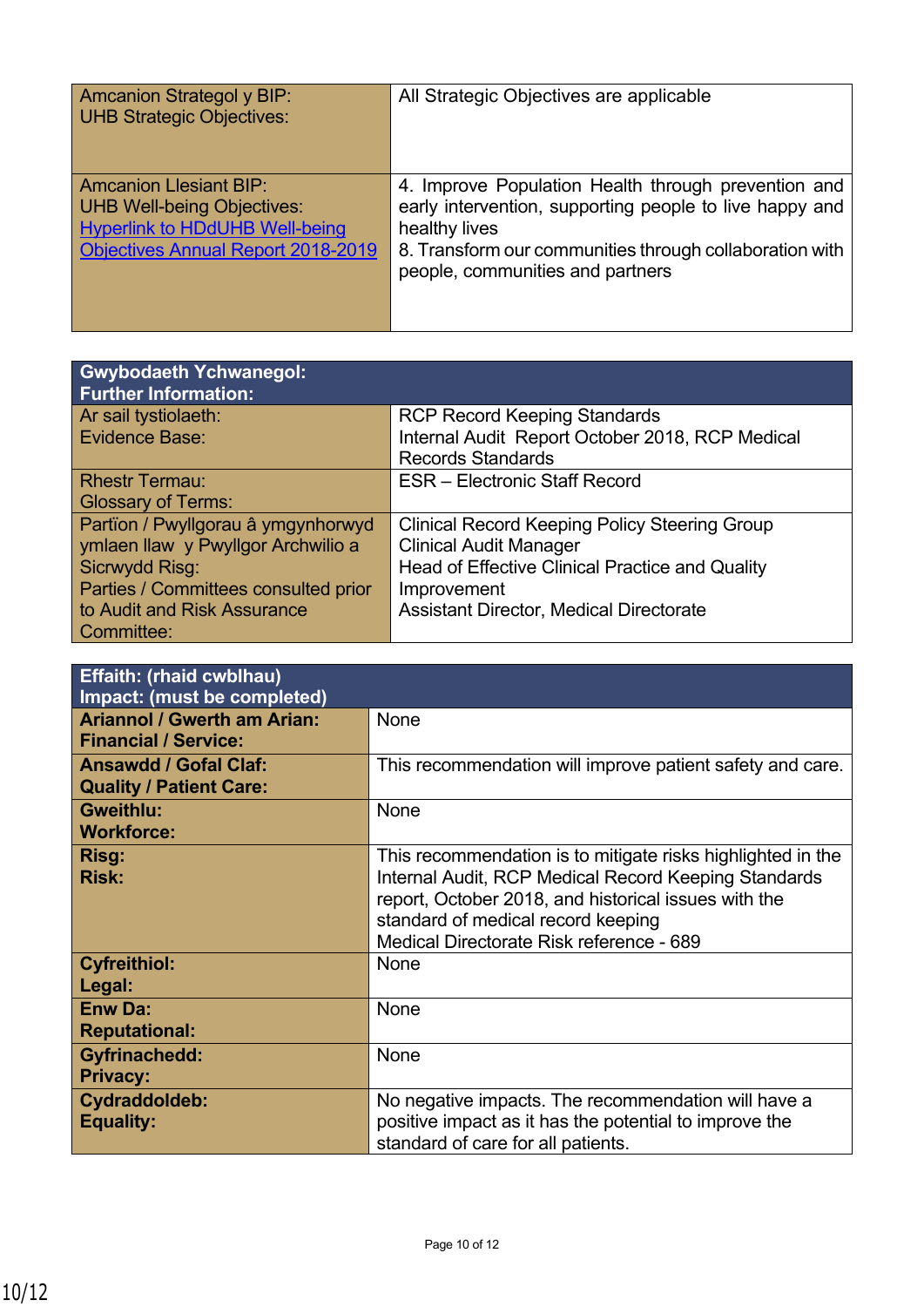| Amcanion Strategol y BIP:<br>UHB Strategic Objectives: | All Strategic Objectives are applicable |
|---|---|
| Amcanion Llesiant BIP:<br>UHB Well-being Objectives:<br>Hyperlink to HDdUHB Well-being Objectives Annual Report 2018-2019 | 4. Improve Population Health through prevention and early intervention, supporting people to live happy and healthy lives<br>8. Transform our communities through collaboration with people, communities and partners |

| **Gwybodaeth Ychwanegol:**<br>**Further Information:** | |
|---|---|
| Ar sail tystiolaeth:<br>Evidence Base: | RCP Record Keeping Standards<br>Internal Audit Report October 2018, RCP Medical Records Standards |
| Rhestr Termau:<br>Glossary of Terms: | ESR – Electronic Staff Record |
| Partïon / Pwyllgorau â ymgynhorwyd ymlaen llaw y Pwyllgor Archwilio a Sicrwydd Risg:<br>Parties / Committees consulted prior to Audit and Risk Assurance Committee: | Clinical Record Keeping Policy Steering Group<br>Clinical Audit Manager<br>Head of Effective Clinical Practice and Quality Improvement<br>Assistant Director, Medical Directorate |

| **Effaith: (rhaid cwblhau)**<br>**Impact: (must be completed)** | |
|---|---|
| **Ariannol / Gwerth am Arian:**<br>**Financial / Service:** | None |
| **Ansawdd / Gofal Claf:**<br>**Quality / Patient Care:** | This recommendation will improve patient safety and care. |
| **Gweithlu:**<br>**Workforce:** | None |
| **Risg:**<br>**Risk:** | This recommendation is to mitigate risks highlighted in the Internal Audit, RCP Medical Record Keeping Standards report, October 2018, and historical issues with the standard of medical record keeping<br>Medical Directorate Risk reference - 689 |
| **Cyfreithiol:**<br>**Legal:** | None |
| **Enw Da:**<br>**Reputational:** | None |
| **Gyfrinachedd:**<br>**Privacy:** | None |
| **Cydraddoldeb:**<br>**Equality:** | No negative impacts. The recommendation will have a positive impact as it has the potential to improve the standard of care for all patients. |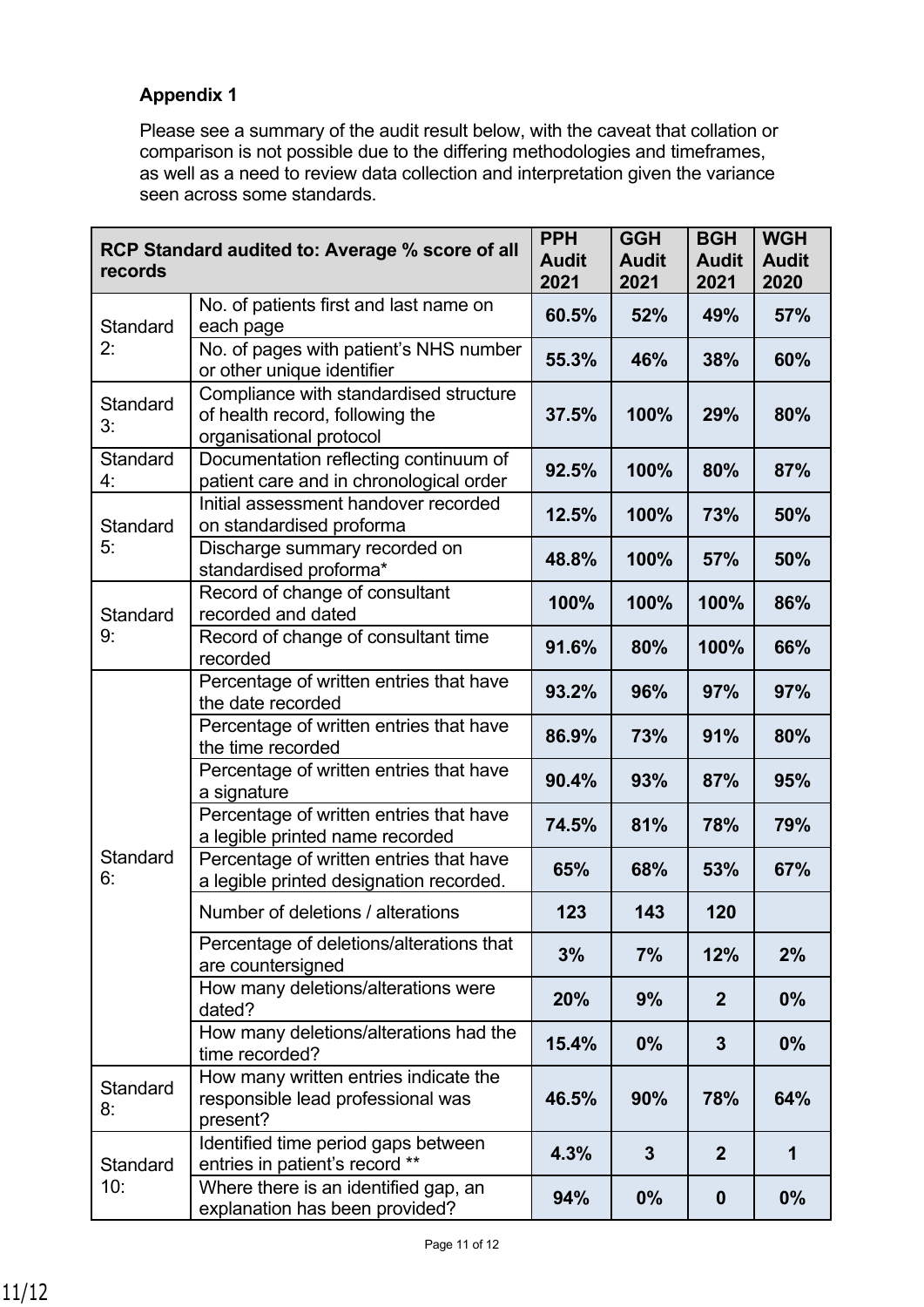**Appendix 1**

Please see a summary of the audit result below, with the caveat that collation or comparison is not possible due to the differing methodologies and timeframes, as well as a need to review data collection and interpretation given the variance seen across some standards.

| RCP Standard audited to: Average % score of all records | | PPH Audit 2021 | GGH Audit 2021 | BGH Audit 2021 | WGH Audit 2020 |
|---|---|---|---|---|---|
| Standard 2: | No. of patients first and last name on each page | **60.5%** | **52%** | **49%** | **57%** |
| | No. of pages with patient's NHS number or other unique identifier | **55.3%** | **46%** | **38%** | **60%** |
| Standard 3: | Compliance with standardised structure of health record, following the organisational protocol | **37.5%** | **100%** | **29%** | **80%** |
| Standard 4: | Documentation reflecting continuum of patient care and in chronological order | **92.5%** | **100%** | **80%** | **87%** |
| Standard 5: | Initial assessment handover recorded on standardised proforma | **12.5%** | **100%** | **73%** | **50%** |
| | Discharge summary recorded on standardised proforma* | **48.8%** | **100%** | **57%** | **50%** |
| Standard 9: | Record of change of consultant recorded and dated | **100%** | **100%** | **100%** | **86%** |
| | Record of change of consultant time recorded | **91.6%** | **80%** | **100%** | **66%** |
| Standard 6: | Percentage of written entries that have the date recorded | **93.2%** | **96%** | **97%** | **97%** |
| | Percentage of written entries that have the time recorded | **86.9%** | **73%** | **91%** | **80%** |
| | Percentage of written entries that have a signature | **90.4%** | **93%** | **87%** | **95%** |
| | Percentage of written entries that have a legible printed name recorded | **74.5%** | **81%** | **78%** | **79%** |
| | Percentage of written entries that have a legible printed designation recorded. | **65%** | **68%** | **53%** | **67%** |
| | Number of deletions / alterations | **123** | **143** | **120** | |
| | Percentage of deletions/alterations that are countersigned | **3%** | **7%** | **12%** | **2%** |
| | How many deletions/alterations were dated? | **20%** | **9%** | **2** | **0%** |
| | How many deletions/alterations had the time recorded? | **15.4%** | **0%** | **3** | **0%** |
| Standard 8: | How many written entries indicate the responsible lead professional was present? | **46.5%** | **90%** | **78%** | **64%** |
| Standard 10: | Identified time period gaps between entries in patient's record ** | **4.3%** | **3** | **2** | **1** |
| | Where there is an identified gap, an explanation has been provided? | **94%** | **0%** | **0** | **0%** |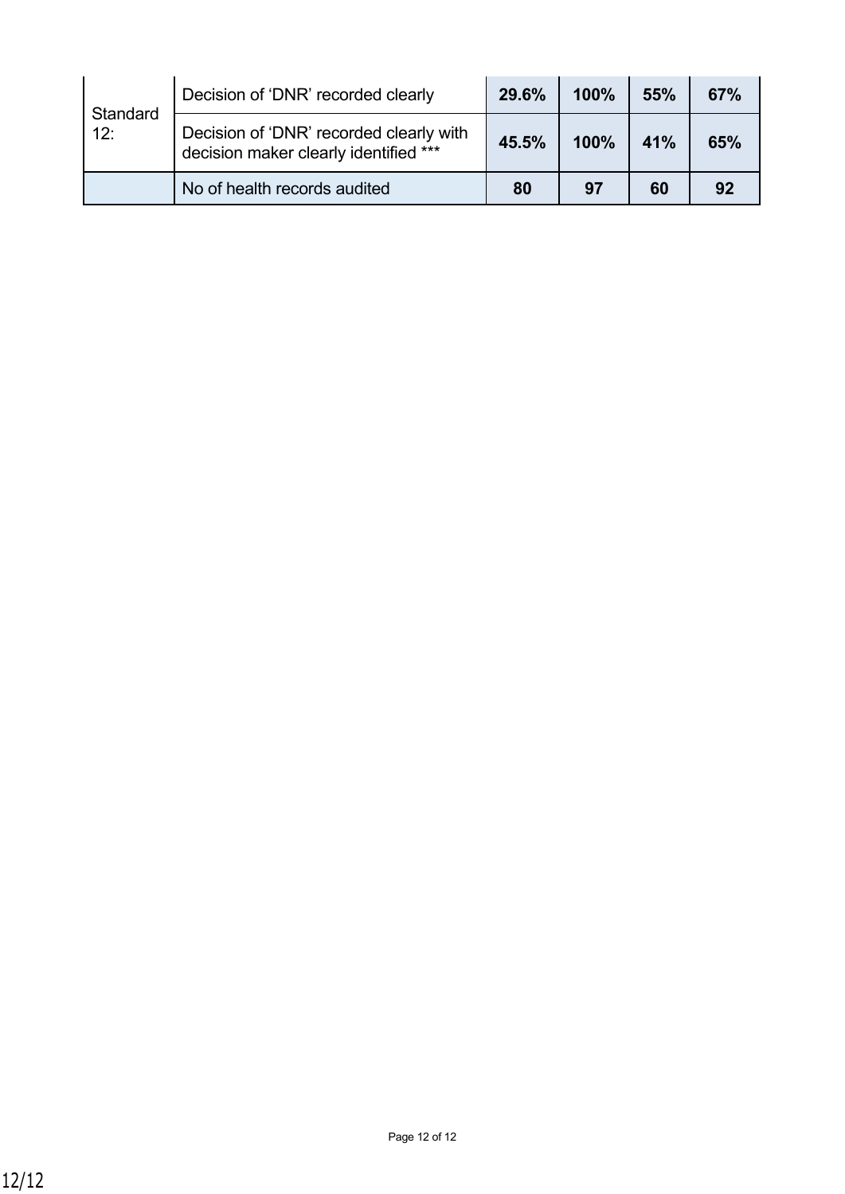| | | | | | |
|---|---|---|---|---|---|
| Standard 12: | Decision of 'DNR' recorded clearly | **29.6%** | **100%** | **55%** | **67%** |
| | Decision of 'DNR' recorded clearly with decision maker clearly identified *** | **45.5%** | **100%** | **41%** | **65%** |
| | No of health records audited | **80** | **97** | **60** | **92** |